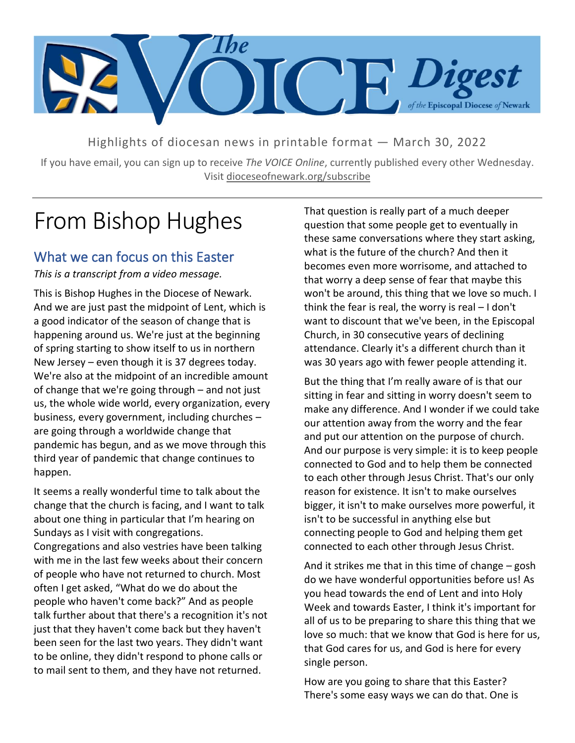# The VOICE Digest of the Episcopal Diocese of Newark

Highlights of diocesan news in printable format — March 30, 2022

If you have email, you can sign up to receive *The VOICE Online*, currently published every other Wednesday. Visit dioceseofnewark.org/subscribe

---

# From Bishop Hughes

## What we can focus on this Easter

*This is a transcript from a video message.*

This is Bishop Hughes in the Diocese of Newark. And we are just past the midpoint of Lent, which is a good indicator of the season of change that is happening around us. We're just at the beginning of spring starting to show itself to us in northern New Jersey – even though it is 37 degrees today. We're also at the midpoint of an incredible amount of change that we're going through – and not just us, the whole wide world, every organization, every business, every government, including churches – are going through a worldwide change that pandemic has begun, and as we move through this third year of pandemic that change continues to happen.

It seems a really wonderful time to talk about the change that the church is facing, and I want to talk about one thing in particular that I'm hearing on Sundays as I visit with congregations. Congregations and also vestries have been talking with me in the last few weeks about their concern of people who have not returned to church. Most often I get asked, "What do we do about the people who haven't come back?" And as people talk further about that there's a recognition it's not just that they haven't come back but they haven't been seen for the last two years. They didn't want to be online, they didn't respond to phone calls or to mail sent to them, and they have not returned.

That question is really part of a much deeper question that some people get to eventually in these same conversations where they start asking, what is the future of the church? And then it becomes even more worrisome, and attached to that worry a deep sense of fear that maybe this won't be around, this thing that we love so much. I think the fear is real, the worry is real – I don't want to discount that we've been, in the Episcopal Church, in 30 consecutive years of declining attendance. Clearly it's a different church than it was 30 years ago with fewer people attending it.

But the thing that I'm really aware of is that our sitting in fear and sitting in worry doesn't seem to make any difference. And I wonder if we could take our attention away from the worry and the fear and put our attention on the purpose of church. And our purpose is very simple: it is to keep people connected to God and to help them be connected to each other through Jesus Christ. That's our only reason for existence. It isn't to make ourselves bigger, it isn't to make ourselves more powerful, it isn't to be successful in anything else but connecting people to God and helping them get connected to each other through Jesus Christ.

And it strikes me that in this time of change – gosh do we have wonderful opportunities before us! As you head towards the end of Lent and into Holy Week and towards Easter, I think it's important for all of us to be preparing to share this thing that we love so much: that we know that God is here for us, that God cares for us, and God is here for every single person.

How are you going to share that this Easter? There's some easy ways we can do that. One is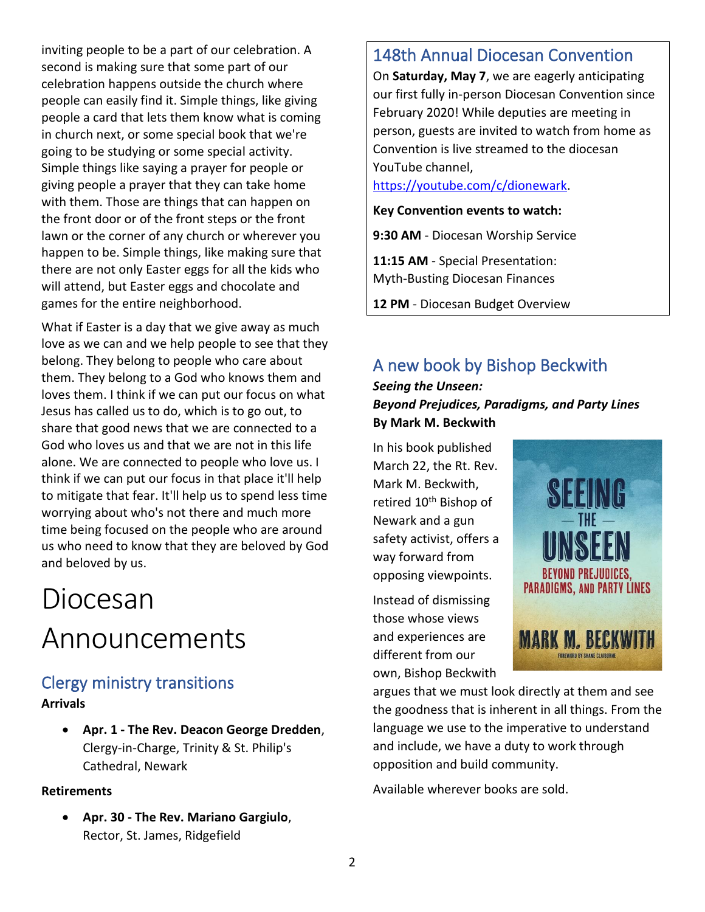inviting people to be a part of our celebration. A second is making sure that some part of our celebration happens outside the church where people can easily find it. Simple things, like giving people a card that lets them know what is coming in church next, or some special book that we're going to be studying or some special activity. Simple things like saying a prayer for people or giving people a prayer that they can take home with them. Those are things that can happen on the front door or of the front steps or the front lawn or the corner of any church or wherever you happen to be. Simple things, like making sure that there are not only Easter eggs for all the kids who will attend, but Easter eggs and chocolate and games for the entire neighborhood.

What if Easter is a day that we give away as much love as we can and we help people to see that they belong. They belong to people who care about them. They belong to a God who knows them and loves them. I think if we can put our focus on what Jesus has called us to do, which is to go out, to share that good news that we are connected to a God who loves us and that we are not in this life alone. We are connected to people who love us. I think if we can put our focus in that place it'll help to mitigate that fear. It'll help us to spend less time worrying about who's not there and much more time being focused on the people who are around us who need to know that they are beloved by God and beloved by us.

# Diocesan Announcements

## Clergy ministry transitions

**Arrivals**

- **Apr. 1 - The Rev. Deacon George Dredden**, Clergy-in-Charge, Trinity & St. Philip's Cathedral, Newark

**Retirements**

- **Apr. 30 - The Rev. Mariano Gargiulo**, Rector, St. James, Ridgefield

## 148th Annual Diocesan Convention

On **Saturday, May 7**, we are eagerly anticipating our first fully in-person Diocesan Convention since February 2020! While deputies are meeting in person, guests are invited to watch from home as Convention is live streamed to the diocesan YouTube channel, https://youtube.com/c/dionewark.

**Key Convention events to watch:**

**9:30 AM** - Diocesan Worship Service

**11:15 AM** - Special Presentation: Myth-Busting Diocesan Finances

**12 PM** - Diocesan Budget Overview

## A new book by Bishop Beckwith

***Seeing the Unseen:***
***Beyond Prejudices, Paradigms, and Party Lines***
**By Mark M. Beckwith**

In his book published March 22, the Rt. Rev. Mark M. Beckwith, retired 10th Bishop of Newark and a gun safety activist, offers a way forward from opposing viewpoints.

Instead of dismissing those whose views and experiences are different from our own, Bishop Beckwith argues that we must look directly at them and see the goodness that is inherent in all things. From the language we use to the imperative to understand and include, we have a duty to work through opposition and build community.

Available wherever books are sold.